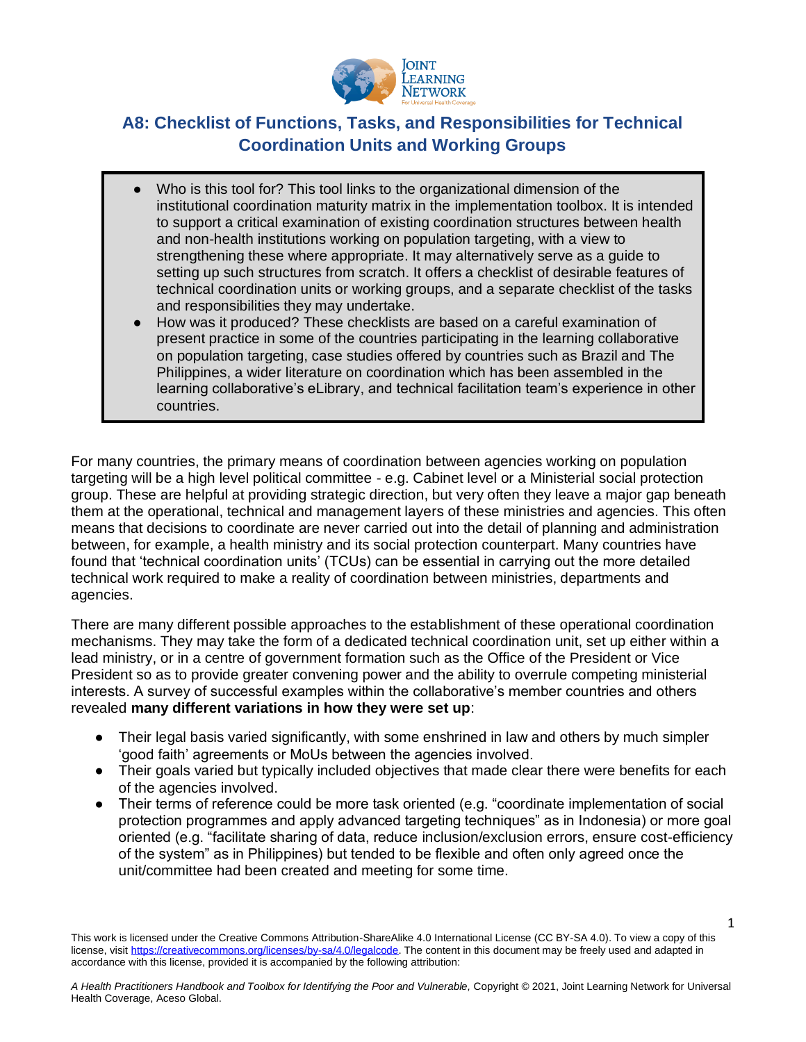# A8: Checklist of Functions, Tasks, and Responsibilities for Technical Coordination Units and Working Groups

- Who is this tool for? This tool links to the organizational dimension of the institutional coordination maturity matrix in the implementation toolbox. It is intended to support a critical examination of existing coordination structures between health and non-health institutions working on population targeting, with a view to strengthening these where appropriate. It may alternatively serve as a guide to setting up such structures from scratch. It offers a checklist of desirable features of technical coordination units or working groups, and a separate checklist of the tasks and responsibilities they may undertake.
- How was it produced? These checklists are based on a careful examination of present practice in some of the countries participating in the learning collaborative on population targeting, case studies offered by countries such as Brazil and The Philippines, a wider literature on coordination which has been assembled in the learning collaborative's eLibrary, and technical facilitation team's experience in other countries.

For many countries, the primary means of coordination between agencies working on population targeting will be a high level political committee - e.g. Cabinet level or a Ministerial social protection group. These are helpful at providing strategic direction, but very often they leave a major gap beneath them at the operational, technical and management layers of these ministries and agencies. This often means that decisions to coordinate are never carried out into the detail of planning and administration between, for example, a health ministry and its social protection counterpart. Many countries have found that 'technical coordination units' (TCUs) can be essential in carrying out the more detailed technical work required to make a reality of coordination between ministries, departments and agencies.

There are many different possible approaches to the establishment of these operational coordination mechanisms. They may take the form of a dedicated technical coordination unit, set up either within a lead ministry, or in a centre of government formation such as the Office of the President or Vice President so as to provide greater convening power and the ability to overrule competing ministerial interests. A survey of successful examples within the collaborative's member countries and others revealed **many different variations in how they were set up**:

- Their legal basis varied significantly, with some enshrined in law and others by much simpler 'good faith' agreements or MoUs between the agencies involved.
- Their goals varied but typically included objectives that made clear there were benefits for each of the agencies involved.
- Their terms of reference could be more task oriented (e.g. "coordinate implementation of social protection programmes and apply advanced targeting techniques" as in Indonesia) or more goal oriented (e.g. "facilitate sharing of data, reduce inclusion/exclusion errors, ensure cost-efficiency of the system" as in Philippines) but tended to be flexible and often only agreed once the unit/committee had been created and meeting for some time.

This work is licensed under the Creative Commons Attribution-ShareAlike 4.0 International License (CC BY-SA 4.0). To view a copy of this license, visit https://creativecommons.org/licenses/by-sa/4.0/legalcode. The content in this document may be freely used and adapted in accordance with this license, provided it is accompanied by the following attribution:

*A Health Practitioners Handbook and Toolbox for Identifying the Poor and Vulnerable,* Copyright © 2021, Joint Learning Network for Universal Health Coverage, Aceso Global.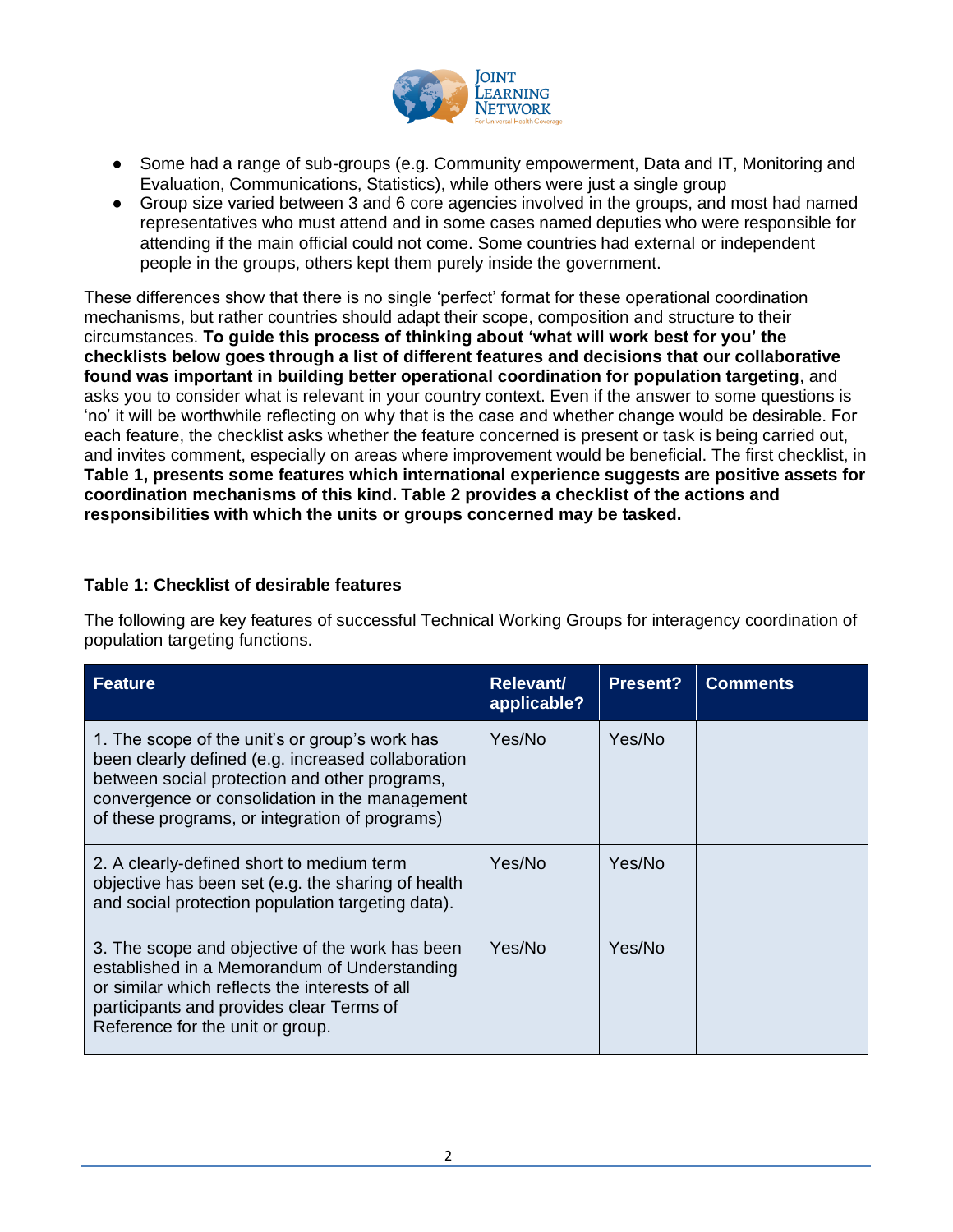- Some had a range of sub-groups (e.g. Community empowerment, Data and IT, Monitoring and Evaluation, Communications, Statistics), while others were just a single group
- Group size varied between 3 and 6 core agencies involved in the groups, and most had named representatives who must attend and in some cases named deputies who were responsible for attending if the main official could not come. Some countries had external or independent people in the groups, others kept them purely inside the government.

These differences show that there is no single 'perfect' format for these operational coordination mechanisms, but rather countries should adapt their scope, composition and structure to their circumstances. **To guide this process of thinking about 'what will work best for you' the checklists below goes through a list of different features and decisions that our collaborative found was important in building better operational coordination for population targeting**, and asks you to consider what is relevant in your country context. Even if the answer to some questions is 'no' it will be worthwhile reflecting on why that is the case and whether change would be desirable. For each feature, the checklist asks whether the feature concerned is present or task is being carried out, and invites comment, especially on areas where improvement would be beneficial. The first checklist, in **Table 1, presents some features which international experience suggests are positive assets for coordination mechanisms of this kind. Table 2 provides a checklist of the actions and responsibilities with which the units or groups concerned may be tasked.**

**Table 1: Checklist of desirable features**

The following are key features of successful Technical Working Groups for interagency coordination of population targeting functions.

| Feature | Relevant/ applicable? | Present? | Comments |
|---|---|---|---|
| 1. The scope of the unit's or group's work has been clearly defined (e.g. increased collaboration between social protection and other programs, convergence or consolidation in the management of these programs, or integration of programs) | Yes/No | Yes/No | |
| 2. A clearly-defined short to medium term objective has been set (e.g. the sharing of health and social protection population targeting data). | Yes/No | Yes/No | |
| 3. The scope and objective of the work has been established in a Memorandum of Understanding or similar which reflects the interests of all participants and provides clear Terms of Reference for the unit or group. | Yes/No | Yes/No | |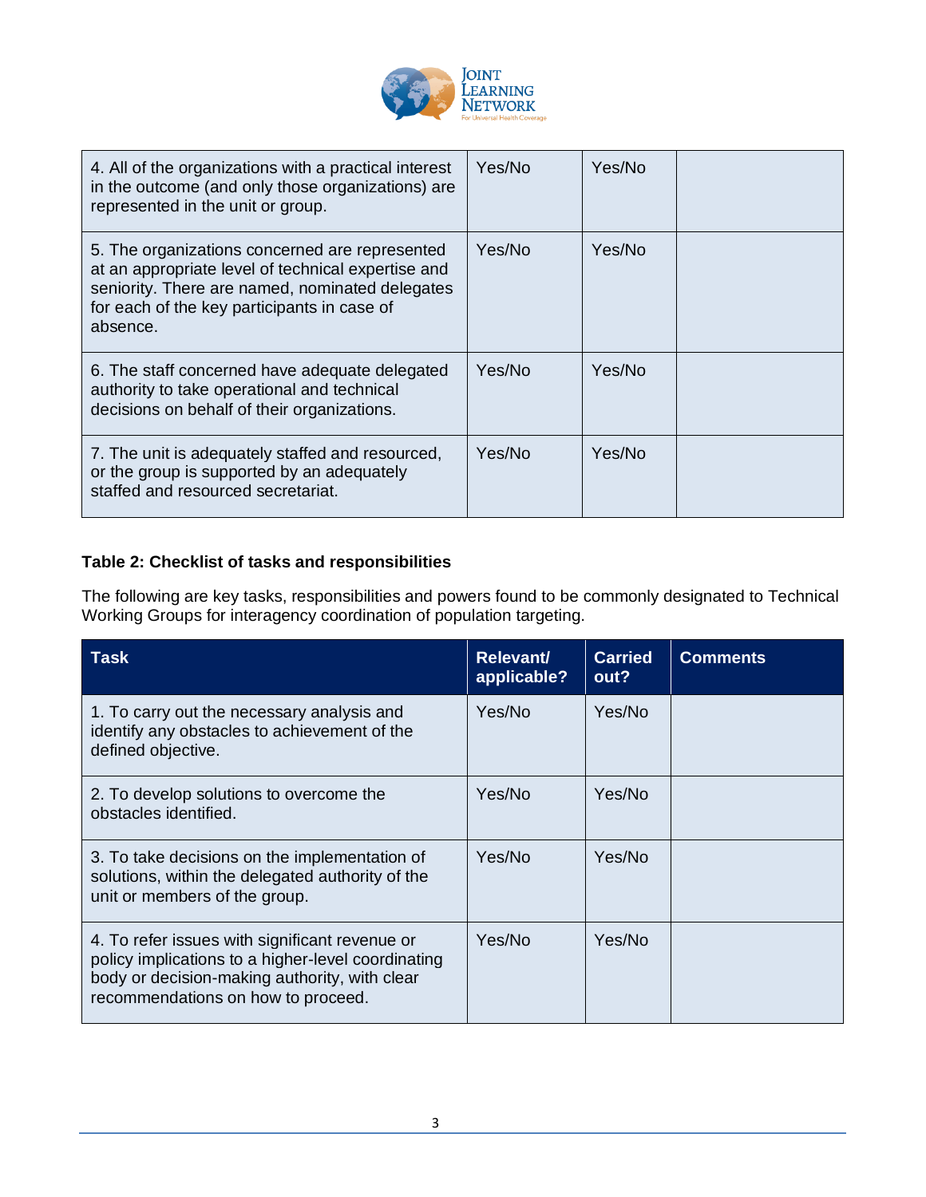| | | | |
|---|---|---|---|
| 4. All of the organizations with a practical interest in the outcome (and only those organizations) are represented in the unit or group. | Yes/No | Yes/No | |
| 5. The organizations concerned are represented at an appropriate level of technical expertise and seniority. There are named, nominated delegates for each of the key participants in case of absence. | Yes/No | Yes/No | |
| 6. The staff concerned have adequate delegated authority to take operational and technical decisions on behalf of their organizations. | Yes/No | Yes/No | |
| 7. The unit is adequately staffed and resourced, or the group is supported by an adequately staffed and resourced secretariat. | Yes/No | Yes/No | |

**Table 2: Checklist of tasks and responsibilities**

The following are key tasks, responsibilities and powers found to be commonly designated to Technical Working Groups for interagency coordination of population targeting.

| Task | Relevant/ applicable? | Carried out? | Comments |
|---|---|---|---|
| 1. To carry out the necessary analysis and identify any obstacles to achievement of the defined objective. | Yes/No | Yes/No | |
| 2. To develop solutions to overcome the obstacles identified. | Yes/No | Yes/No | |
| 3. To take decisions on the implementation of solutions, within the delegated authority of the unit or members of the group. | Yes/No | Yes/No | |
| 4. To refer issues with significant revenue or policy implications to a higher-level coordinating body or decision-making authority, with clear recommendations on how to proceed. | Yes/No | Yes/No | |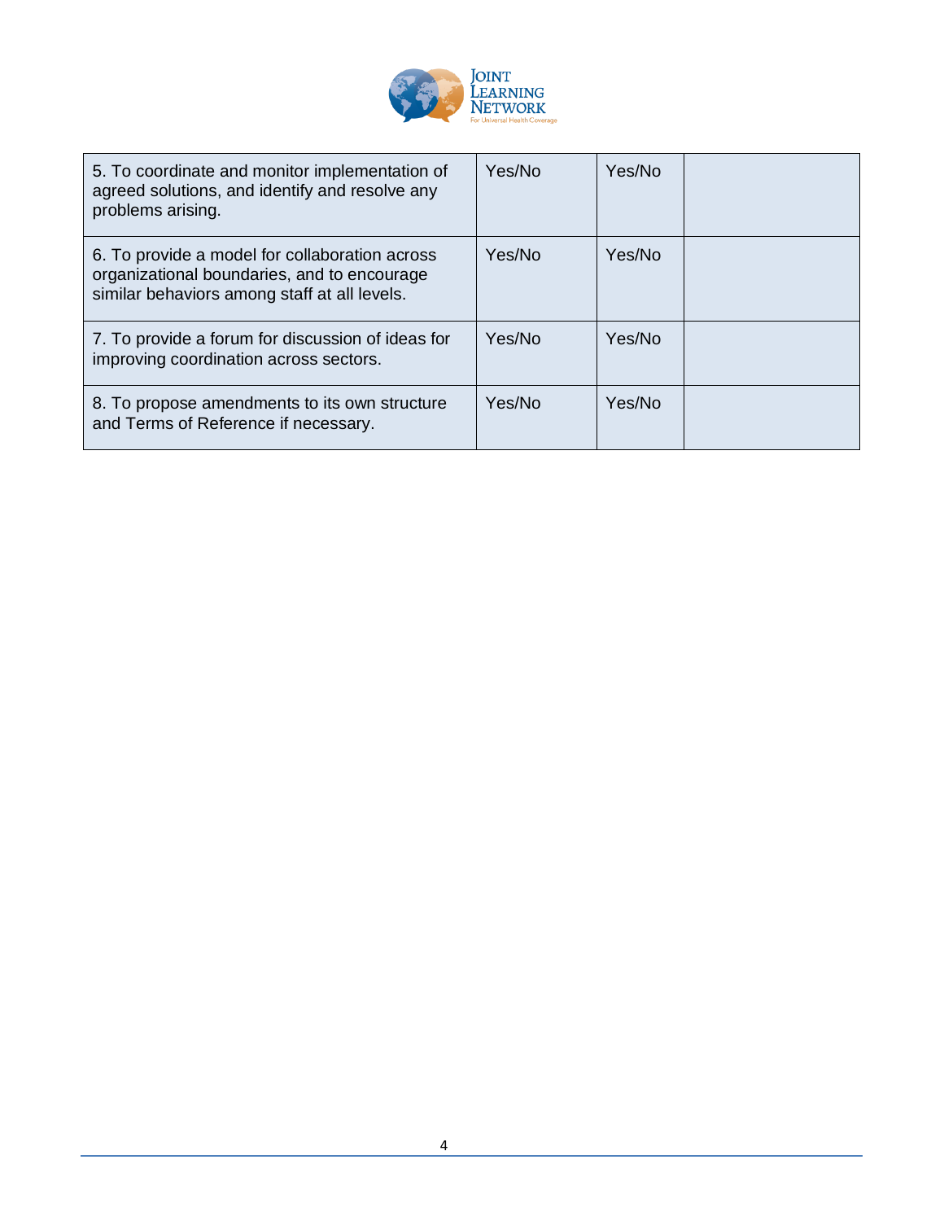| | | | |
|---|---|---|---|
| 5. To coordinate and monitor implementation of agreed solutions, and identify and resolve any problems arising. | Yes/No | Yes/No | |
| 6. To provide a model for collaboration across organizational boundaries, and to encourage similar behaviors among staff at all levels. | Yes/No | Yes/No | |
| 7. To provide a forum for discussion of ideas for improving coordination across sectors. | Yes/No | Yes/No | |
| 8. To propose amendments to its own structure and Terms of Reference if necessary. | Yes/No | Yes/No | |